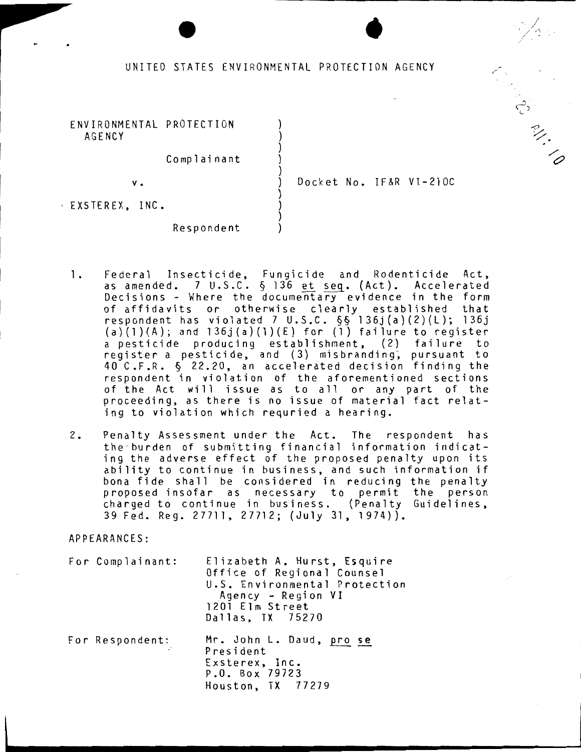UNITED STATES ENVIRONMENTAL PROTECTION AGENCY

| | |
|---|---|
| ENVIRONMENTAL PROTECTION AGENCY<br><br>Complainant<br><br>v.<br><br>EXSTEREX, INC.<br><br>Respondent | Docket No. IF&R VI-210C |

1. Federal Insecticide, Fungicide and Rodenticide Act, as amended. 7 U.S.C. § 136 *et seq*. (Act). Accelerated Decisions - Where the documentary evidence in the form of affidavits or otherwise clearly established that respondent has violated 7 U.S.C. §§ 136j(a)(2)(L); 136j (a)(1)(A); and 136j(a)(1)(E) for (1) failure to register a pesticide producing establishment, (2) failure to register a pesticide, and (3) misbranding, pursuant to 40 C.F.R. § 22.20, an accelerated decision finding the respondent in violation of the aforementioned sections of the Act will issue as to all or any part of the proceeding, as there is no issue of material fact relating to violation which requried a hearing.

2. Penalty Assessment under the Act. The respondent has the burden of submitting financial information indicating the adverse effect of the proposed penalty upon its ability to continue in business, and such information if bona fide shall be considered in reducing the penalty proposed insofar as necessary to permit the person charged to continue in business. (Penalty Guidelines, 39 Fed. Reg. 27711, 27712; (July 31, 1974)).

APPEARANCES:

For Complainant: Elizabeth A. Hurst, Esquire
Office of Regional Counsel
U.S. Environmental Protection Agency - Region VI
1201 Elm Street
Dallas, TX 75270

For Respondent: Mr. John L. Daud, *pro se*
President
Exsterex, Inc.
P.O. Box 79723
Houston, TX 77279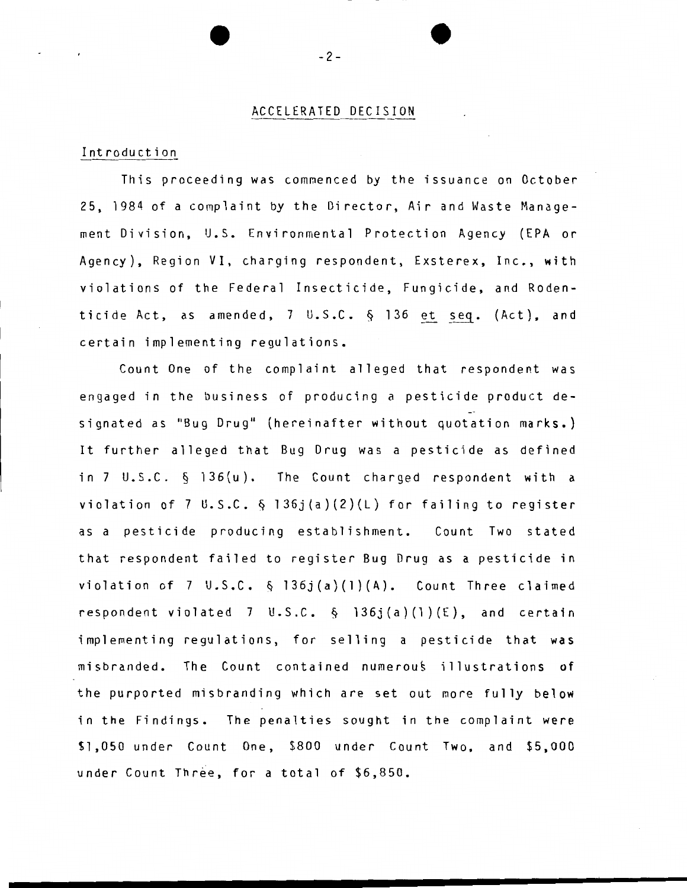## ACCELERATED DECISION

### Introduction

This proceeding was commenced by the issuance on October 25, 1984 of a complaint by the Director, Air and Waste Management Division, U.S. Environmental Protection Agency (EPA or Agency), Region VI, charging respondent, Exsterex, Inc., with violations of the Federal Insecticide, Fungicide, and Rodenticide Act, as amended, 7 U.S.C. § 136 *et seq.* (Act), and certain implementing regulations.

Count One of the complaint alleged that respondent was engaged in the business of producing a pesticide product designated as "Bug Drug" (hereinafter without quotation marks.) It further alleged that Bug Drug was a pesticide as defined in 7 U.S.C. § 136(u). The Count charged respondent with a violation of 7 U.S.C. § 136j(a)(2)(L) for failing to register as a pesticide producing establishment. Count Two stated that respondent failed to register Bug Drug as a pesticide in violation of 7 U.S.C. § 136j(a)(1)(A). Count Three claimed respondent violated 7 U.S.C. § 136j(a)(1)(E), and certain implementing regulations, for selling a pesticide that was misbranded. The Count contained numerous illustrations of the purported misbranding which are set out more fully below in the Findings. The penalties sought in the complaint were $1,050 under Count One, $800 under Count Two, and $5,000 under Count Three, for a total of $6,850.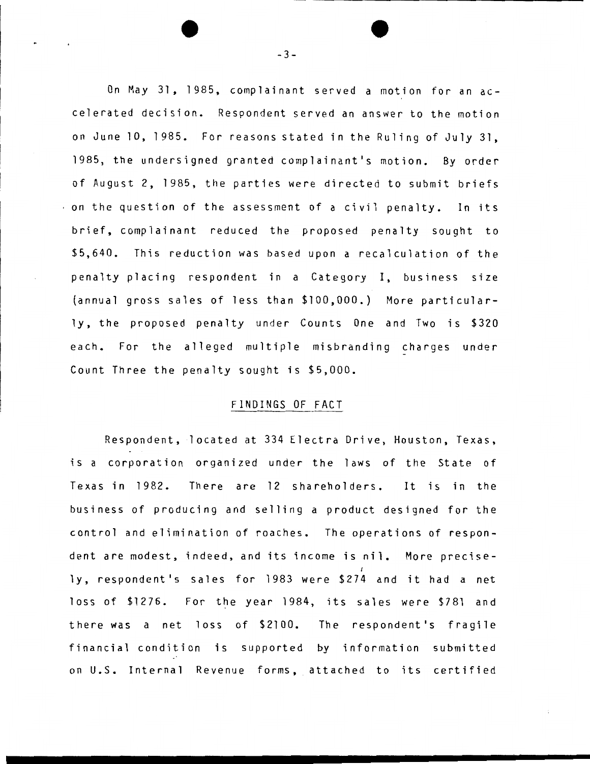On May 31, 1985, complainant served a motion for an accelerated decision. Respondent served an answer to the motion on June 10, 1985. For reasons stated in the Ruling of July 31, 1985, the undersigned granted complainant's motion. By order of August 2, 1985, the parties were directed to submit briefs on the question of the assessment of a civil penalty. In its brief, complainant reduced the proposed penalty sought to $5,640. This reduction was based upon a recalculation of the penalty placing respondent in a Category I, business size (annual gross sales of less than $100,000.) More particularly, the proposed penalty under Counts One and Two is $320 each. For the alleged multiple misbranding charges under Count Three the penalty sought is $5,000.

## FINDINGS OF FACT

Respondent, located at 334 Electra Drive, Houston, Texas, is a corporation organized under the laws of the State of Texas in 1982. There are 12 shareholders. It is in the business of producing and selling a product designed for the control and elimination of roaches. The operations of respondent are modest, indeed, and its income is nil. More precisely, respondent's sales for 1983 were $274 and it had a net loss of $1276. For the year 1984, its sales were $781 and there was a net loss of $2100. The respondent's fragile financial condition is supported by information submitted on U.S. Internal Revenue forms, attached to its certified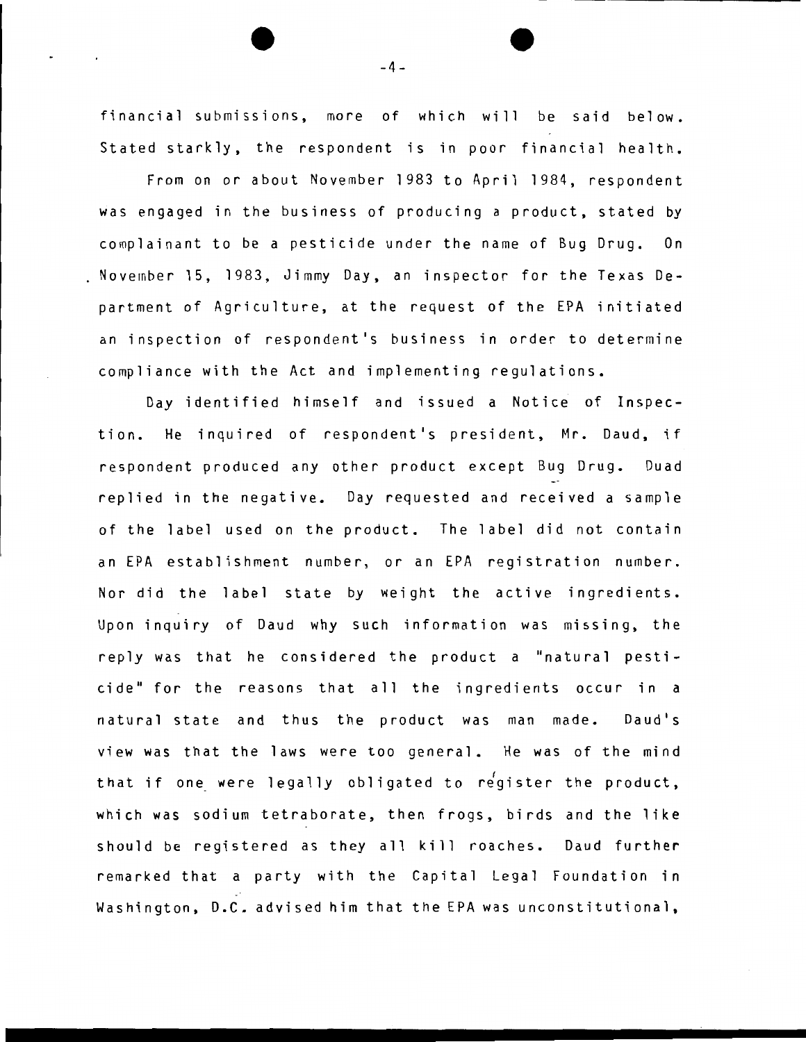financial submissions, more of which will be said below. Stated starkly, the respondent is in poor financial health.

From on or about November 1983 to April 1984, respondent was engaged in the business of producing a product, stated by complainant to be a pesticide under the name of Bug Drug. On November 15, 1983, Jimmy Day, an inspector for the Texas Department of Agriculture, at the request of the EPA initiated an inspection of respondent's business in order to determine compliance with the Act and implementing regulations.

Day identified himself and issued a Notice of Inspection. He inquired of respondent's president, Mr. Daud, if respondent produced any other product except Bug Drug. Duad replied in the negative. Day requested and received a sample of the label used on the product. The label did not contain an EPA establishment number, or an EPA registration number. Nor did the label state by weight the active ingredients. Upon inquiry of Daud why such information was missing, the reply was that he considered the product a "natural pesticide" for the reasons that all the ingredients occur in a natural state and thus the product was man made. Daud's view was that the laws were too general. He was of the mind that if one were legally obligated to register the product, which was sodium tetraborate, then frogs, birds and the like should be registered as they all kill roaches. Daud further remarked that a party with the Capital Legal Foundation in Washington, D.C. advised him that the EPA was unconstitutional,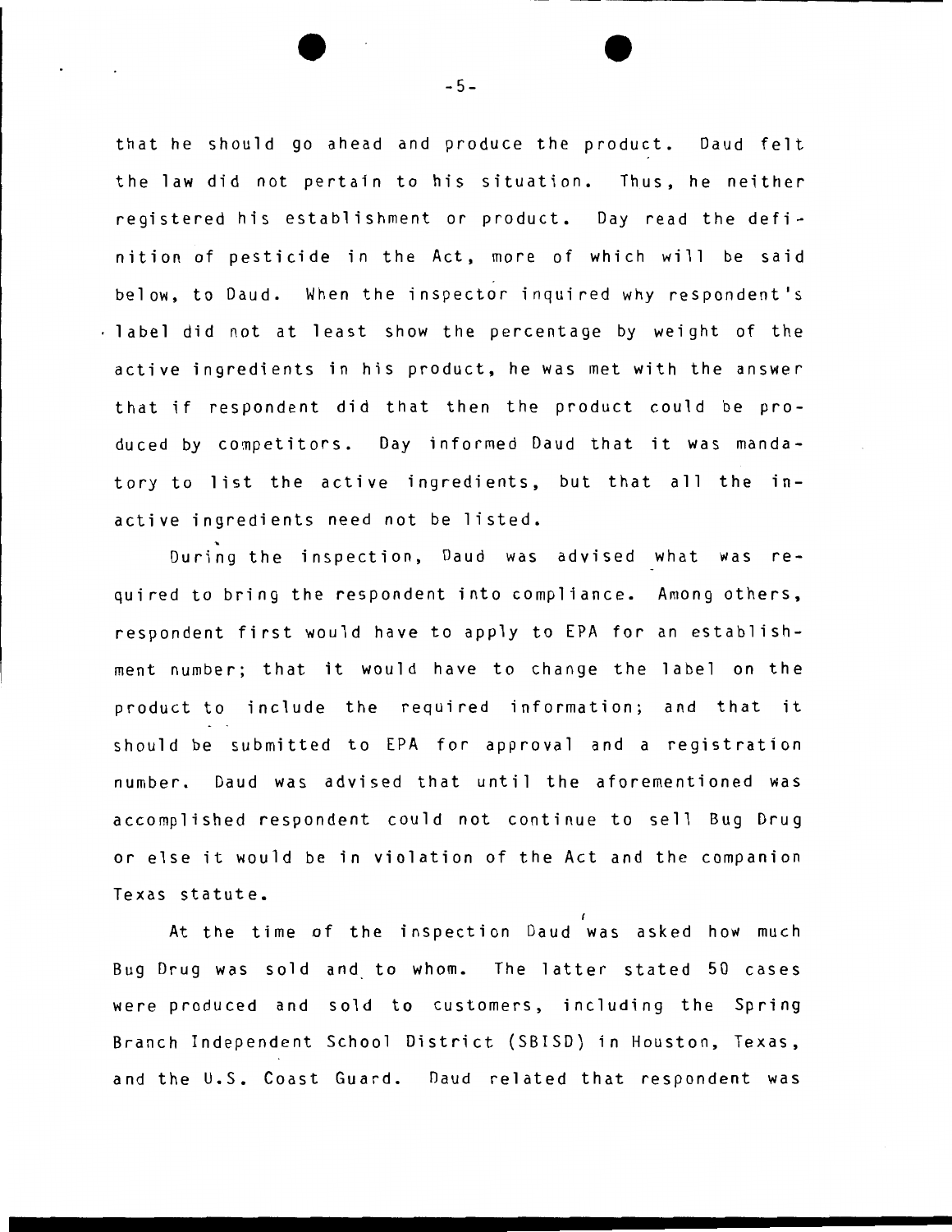that he should go ahead and produce the product. Daud felt the law did not pertain to his situation. Thus, he neither registered his establishment or product. Day read the definition of pesticide in the Act, more of which will be said below, to Daud. When the inspector inquired why respondent's label did not at least show the percentage by weight of the active ingredients in his product, he was met with the answer that if respondent did that then the product could be produced by competitors. Day informed Daud that it was mandatory to list the active ingredients, but that all the inactive ingredients need not be listed.

During the inspection, Daud was advised what was required to bring the respondent into compliance. Among others, respondent first would have to apply to EPA for an establishment number; that it would have to change the label on the product to include the required information; and that it should be submitted to EPA for approval and a registration number. Daud was advised that until the aforementioned was accomplished respondent could not continue to sell Bug Drug or else it would be in violation of the Act and the companion Texas statute.

At the time of the inspection Daud was asked how much Bug Drug was sold and to whom. The latter stated 50 cases were produced and sold to customers, including the Spring Branch Independent School District (SBISD) in Houston, Texas, and the U.S. Coast Guard. Daud related that respondent was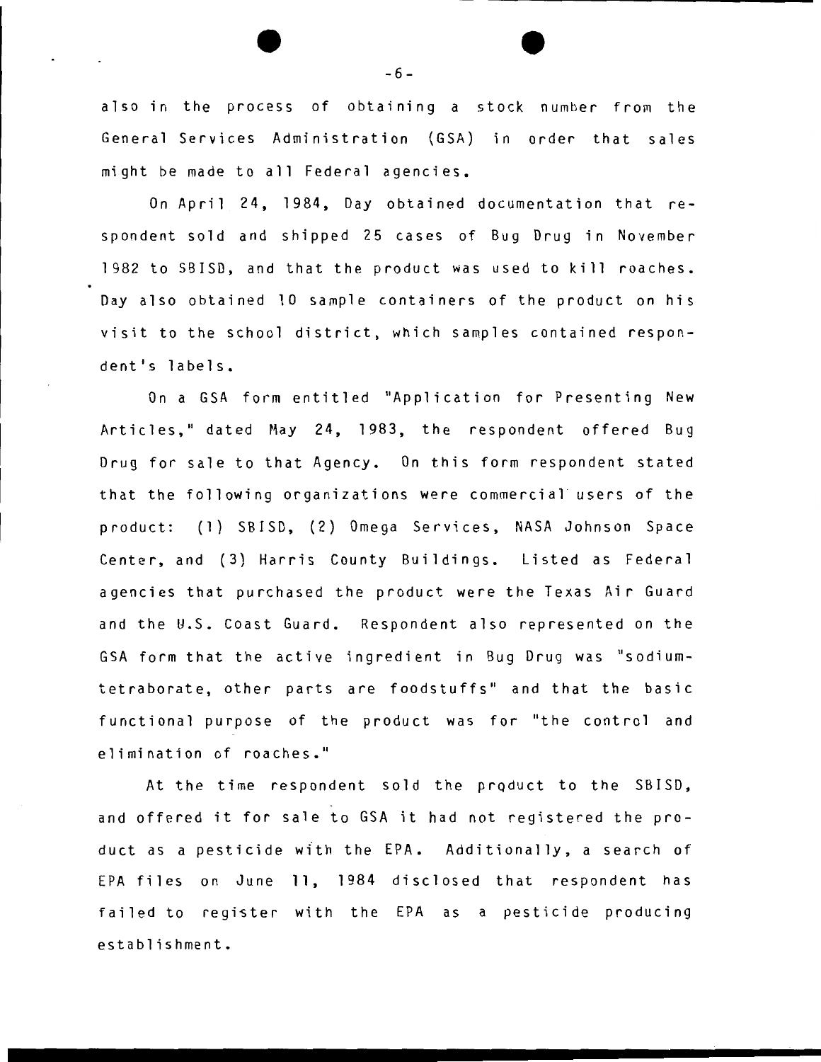also in the process of obtaining a stock number from the General Services Administration (GSA) in order that sales might be made to all Federal agencies.

On April 24, 1984, Day obtained documentation that respondent sold and shipped 25 cases of Bug Drug in November 1982 to SBISD, and that the product was used to kill roaches. Day also obtained 10 sample containers of the product on his visit to the school district, which samples contained respondent's labels.

On a GSA form entitled "Application for Presenting New Articles," dated May 24, 1983, the respondent offered Bug Drug for sale to that Agency. On this form respondent stated that the following organizations were commercial users of the product: (1) SBISD, (2) Omega Services, NASA Johnson Space Center, and (3) Harris County Buildings. Listed as Federal agencies that purchased the product were the Texas Air Guard and the U.S. Coast Guard. Respondent also represented on the GSA form that the active ingredient in Bug Drug was "sodium-tetraborate, other parts are foodstuffs" and that the basic functional purpose of the product was for "the control and elimination of roaches."

At the time respondent sold the product to the SBISD, and offered it for sale to GSA it had not registered the product as a pesticide with the EPA. Additionally, a search of EPA files on June 11, 1984 disclosed that respondent has failed to register with the EPA as a pesticide producing establishment.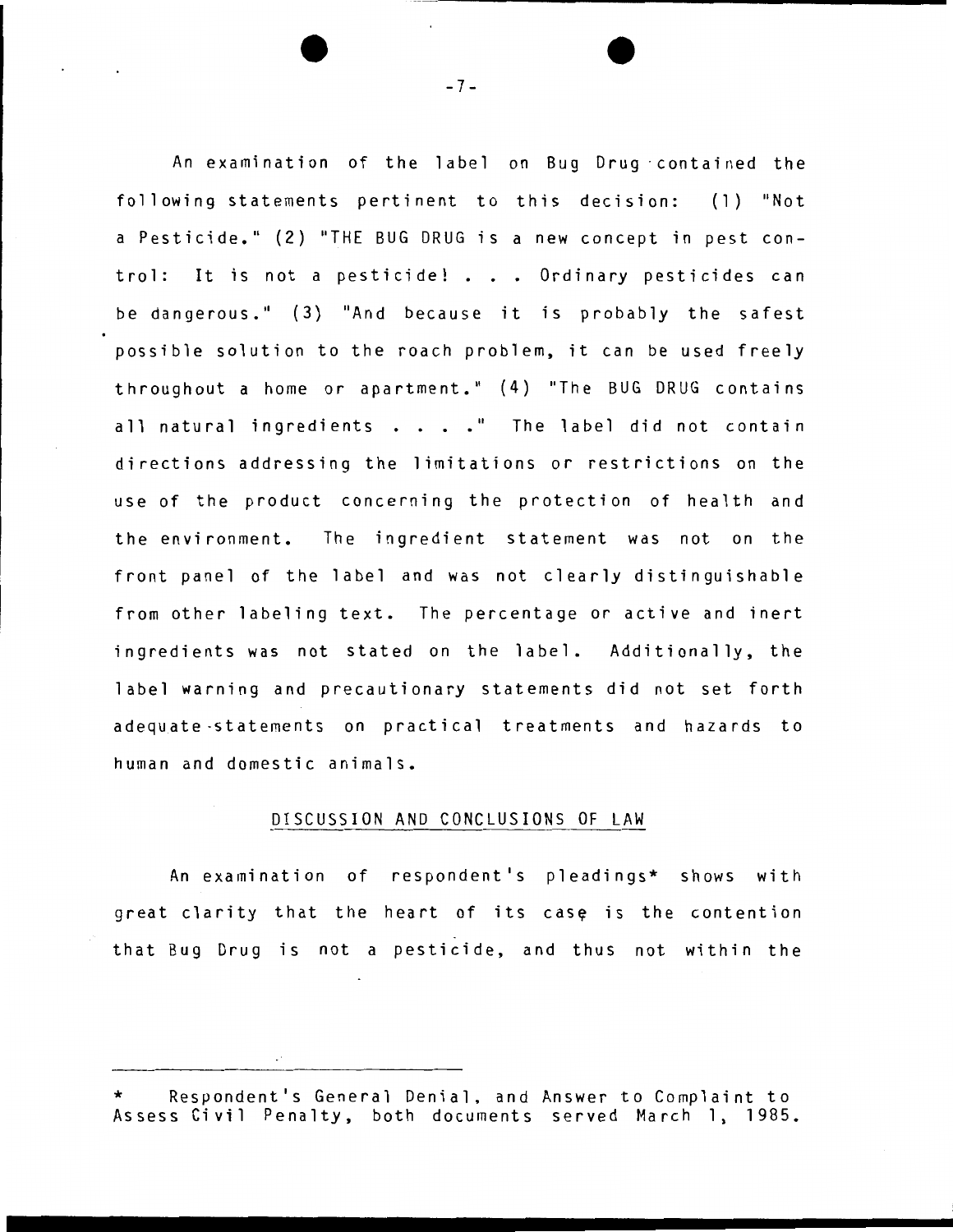An examination of the label on Bug Drug contained the following statements pertinent to this decision: (1) "Not a Pesticide." (2) "THE BUG DRUG is a new concept in pest control: It is not a pesticide! . . . Ordinary pesticides can be dangerous." (3) "And because it is probably the safest possible solution to the roach problem, it can be used freely throughout a home or apartment." (4) "The BUG DRUG contains all natural ingredients . . . ." The label did not contain directions addressing the limitations or restrictions on the use of the product concerning the protection of health and the environment. The ingredient statement was not on the front panel of the label and was not clearly distinguishable from other labeling text. The percentage or active and inert ingredients was not stated on the label. Additionally, the label warning and precautionary statements did not set forth adequate statements on practical treatments and hazards to human and domestic animals.

## DISCUSSION AND CONCLUSIONS OF LAW

An examination of respondent's pleadings* shows with great clarity that the heart of its case is the contention that Bug Drug is not a pesticide, and thus not within the

---

\* Respondent's General Denial, and Answer to Complaint to Assess Civil Penalty, both documents served March 1, 1985.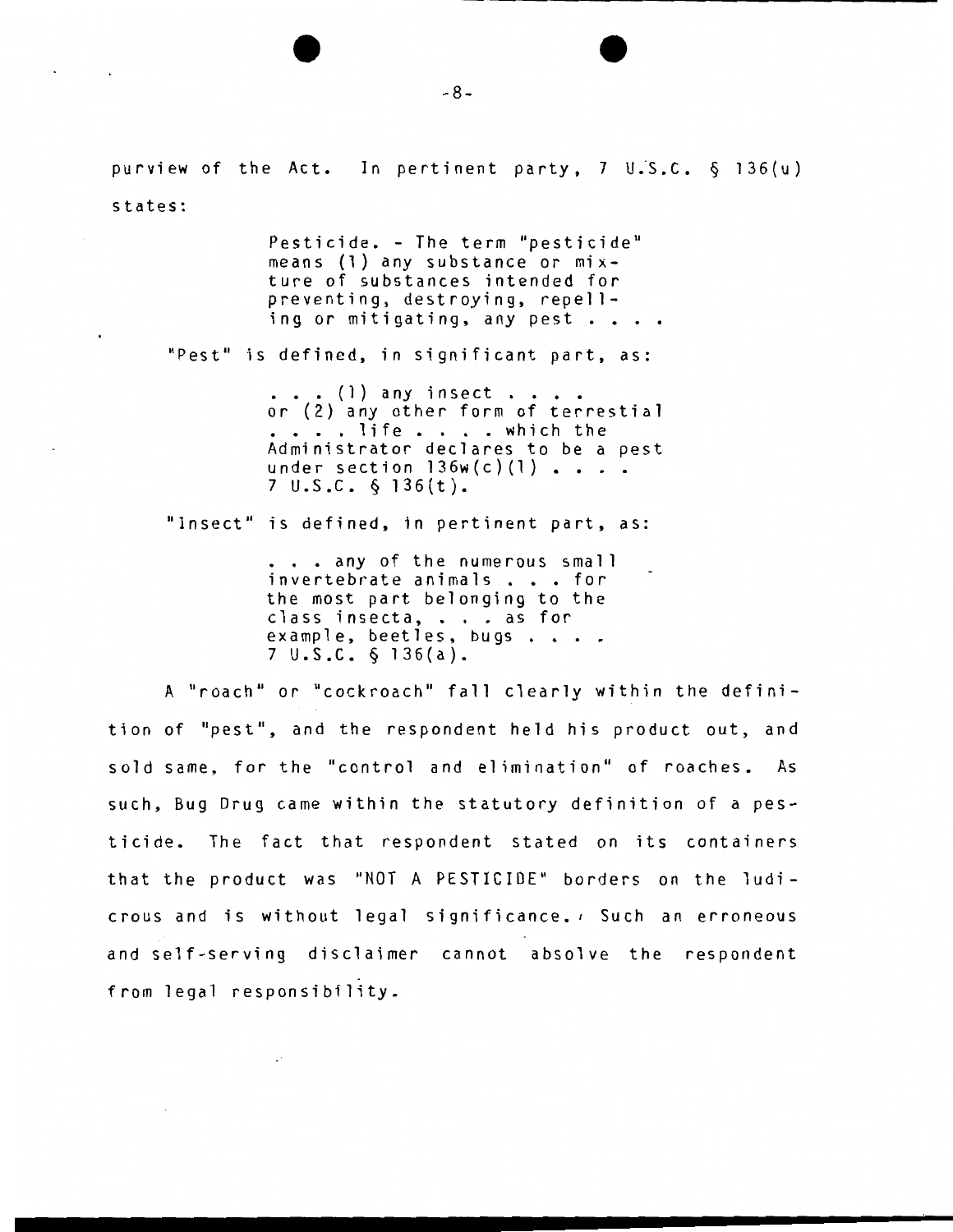purview of the Act. In pertinent party, 7 U.S.C. § 136(u) states:

> Pesticide. - The term "pesticide" means (1) any substance or mixture of substances intended for preventing, destroying, repelling or mitigating, any pest . . . .

"Pest" is defined, in significant part, as:

> . . . (1) any insect . . . . or (2) any other form of terrestial . . . . life . . . . which the Administrator declares to be a pest under section 136w(c)(1) . . . . 7 U.S.C. § 136(t).

"Insect" is defined, in pertinent part, as:

> . . . any of the numerous small invertebrate animals . . . for the most part belonging to the class insecta, . . . as for example, beetles, bugs . . . . 7 U.S.C. § 136(a).

A "roach" or "cockroach" fall clearly within the definition of "pest", and the respondent held his product out, and sold same, for the "control and elimination" of roaches. As such, Bug Drug came within the statutory definition of a pesticide. The fact that respondent stated on its containers that the product was "NOT A PESTICIDE" borders on the ludicrous and is without legal significance. Such an erroneous and self-serving disclaimer cannot absolve the respondent from legal responsibility.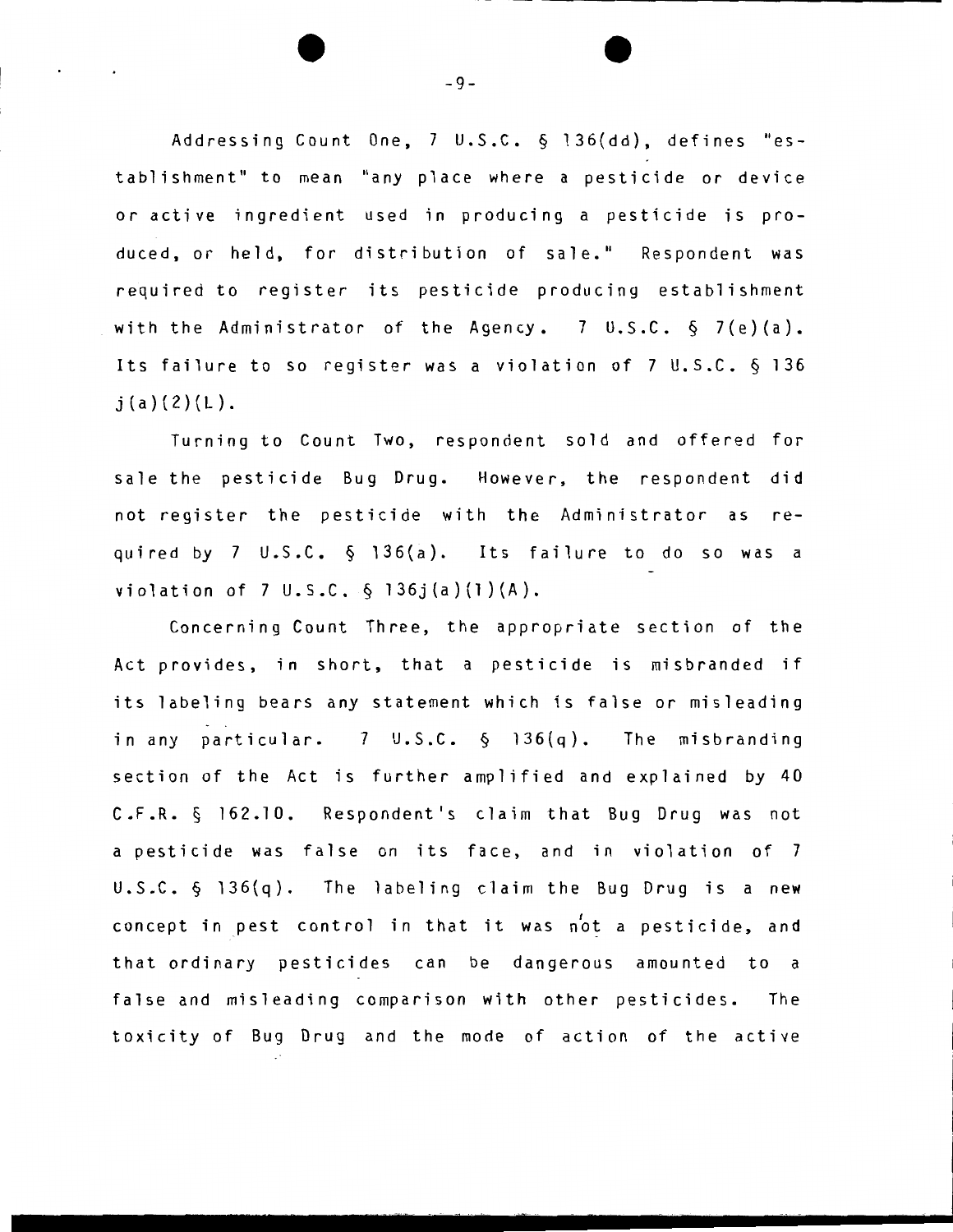Addressing Count One, 7 U.S.C. § 136(dd), defines "establishment" to mean "any place where a pesticide or device or active ingredient used in producing a pesticide is produced, or held, for distribution of sale." Respondent was required to register its pesticide producing establishment with the Administrator of the Agency. 7 U.S.C. § 7(e)(a). Its failure to so register was a violation of 7 U.S.C. § 136 j(a)(2)(L).

Turning to Count Two, respondent sold and offered for sale the pesticide Bug Drug. However, the respondent did not register the pesticide with the Administrator as required by 7 U.S.C. § 136(a). Its failure to do so was a violation of 7 U.S.C. § 136j(a)(1)(A).

Concerning Count Three, the appropriate section of the Act provides, in short, that a pesticide is misbranded if its labeling bears any statement which is false or misleading in any particular. 7 U.S.C. § 136(q). The misbranding section of the Act is further amplified and explained by 40 C.F.R. § 162.10. Respondent's claim that Bug Drug was not a pesticide was false on its face, and in violation of 7 U.S.C. § 136(q). The labeling claim the Bug Drug is a new concept in pest control in that it was not a pesticide, and that ordinary pesticides can be dangerous amounted to a false and misleading comparison with other pesticides. The toxicity of Bug Drug and the mode of action of the active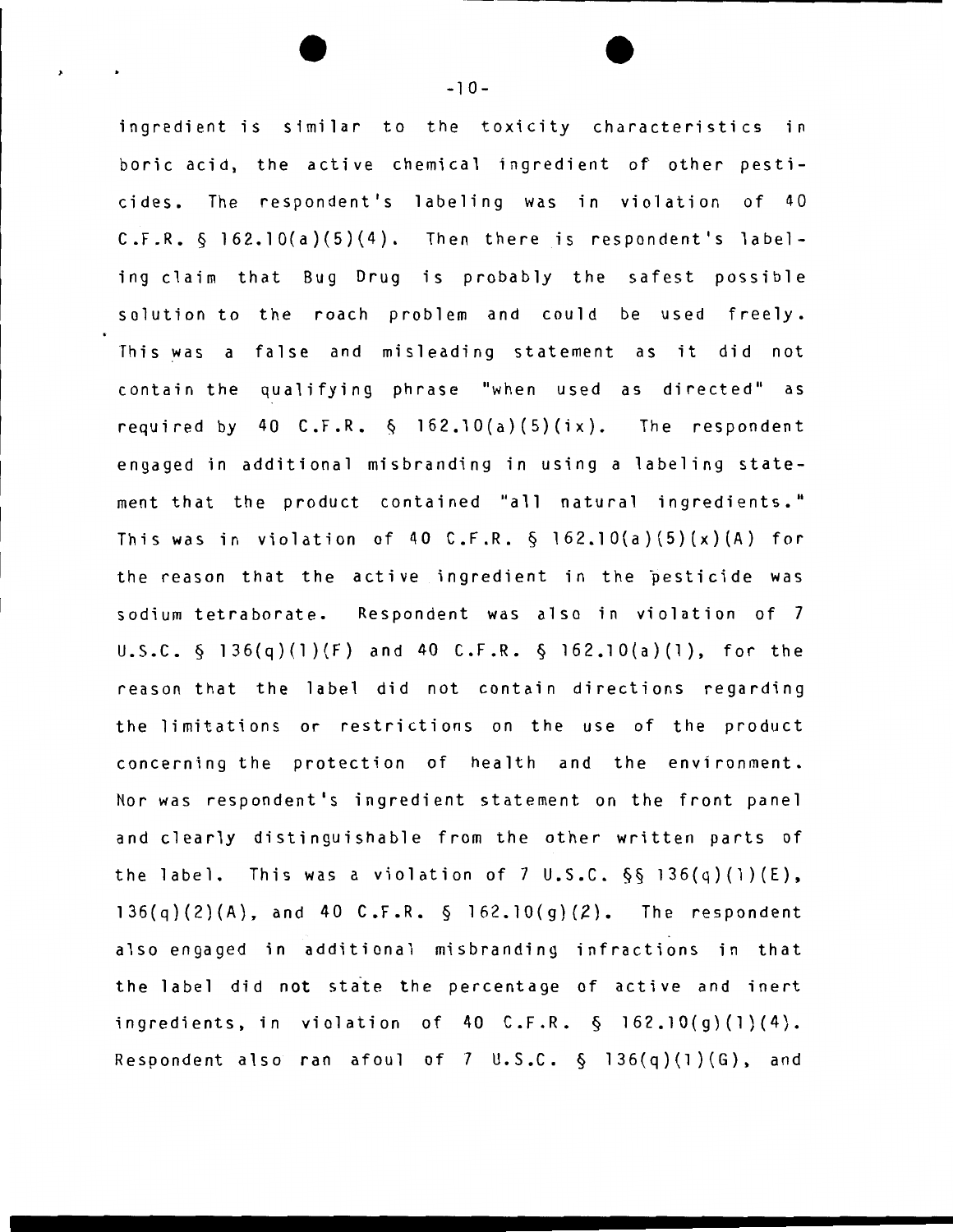ingredient is similar to the toxicity characteristics in boric acid, the active chemical ingredient of other pesticides. The respondent's labeling was in violation of 40 C.F.R. § 162.10(a)(5)(4). Then there is respondent's labeling claim that Bug Drug is probably the safest possible solution to the roach problem and could be used freely. This was a false and misleading statement as it did not contain the qualifying phrase "when used as directed" as required by 40 C.F.R. § 162.10(a)(5)(ix). The respondent engaged in additional misbranding in using a labeling statement that the product contained "all natural ingredients." This was in violation of 40 C.F.R. § 162.10(a)(5)(x)(A) for the reason that the active ingredient in the pesticide was sodium tetraborate. Respondent was also in violation of 7 U.S.C. § 136(q)(1)(F) and 40 C.F.R. § 162.10(a)(1), for the reason that the label did not contain directions regarding the limitations or restrictions on the use of the product concerning the protection of health and the environment. Nor was respondent's ingredient statement on the front panel and clearly distinguishable from the other written parts of the label. This was a violation of 7 U.S.C. §§ 136(q)(1)(E), 136(q)(2)(A), and 40 C.F.R. § 162.10(g)(2). The respondent also engaged in additional misbranding infractions in that the label did not state the percentage of active and inert ingredients, in violation of 40 C.F.R. § 162.10(g)(1)(4). Respondent also ran afoul of 7 U.S.C. § 136(q)(1)(G), and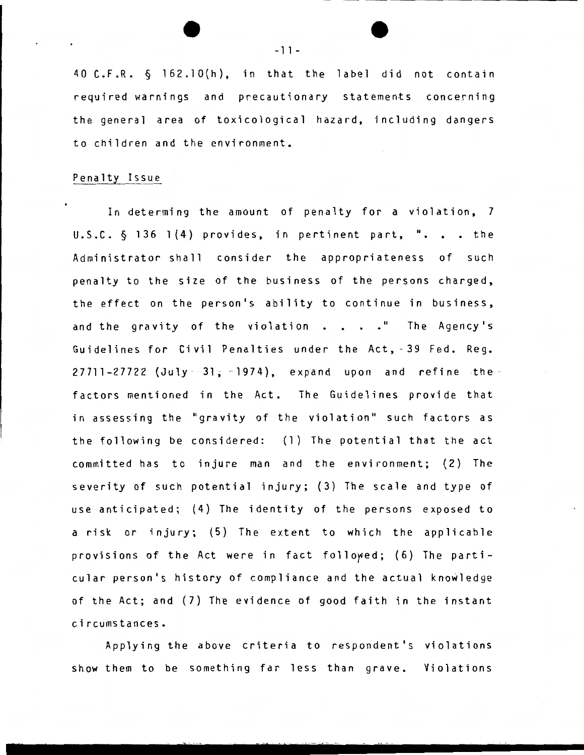40 C.F.R. § 162.10(h), in that the label did not contain required warnings and precautionary statements concerning the general area of toxicological hazard, including dangers to children and the environment.

Penalty Issue

In determing the amount of penalty for a violation, 7 U.S.C. § 136 1(4) provides, in pertinent part, ". . . the Administrator shall consider the appropriateness of such penalty to the size of the business of the persons charged, the effect on the person's ability to continue in business, and the gravity of the violation . . . ." The Agency's Guidelines for Civil Penalties under the Act, 39 Fed. Reg. 27711-27722 (July 31, 1974), expand upon and refine the factors mentioned in the Act. The Guidelines provide that in assessing the "gravity of the violation" such factors as the following be considered: (1) The potential that the act committed has to injure man and the environment; (2) The severity of such potential injury; (3) The scale and type of use anticipated; (4) The identity of the persons exposed to a risk or injury; (5) The extent to which the applicable provisions of the Act were in fact followed; (6) The particular person's history of compliance and the actual knowledge of the Act; and (7) The evidence of good faith in the instant circumstances.

Applying the above criteria to respondent's violations show them to be something far less than grave. Violations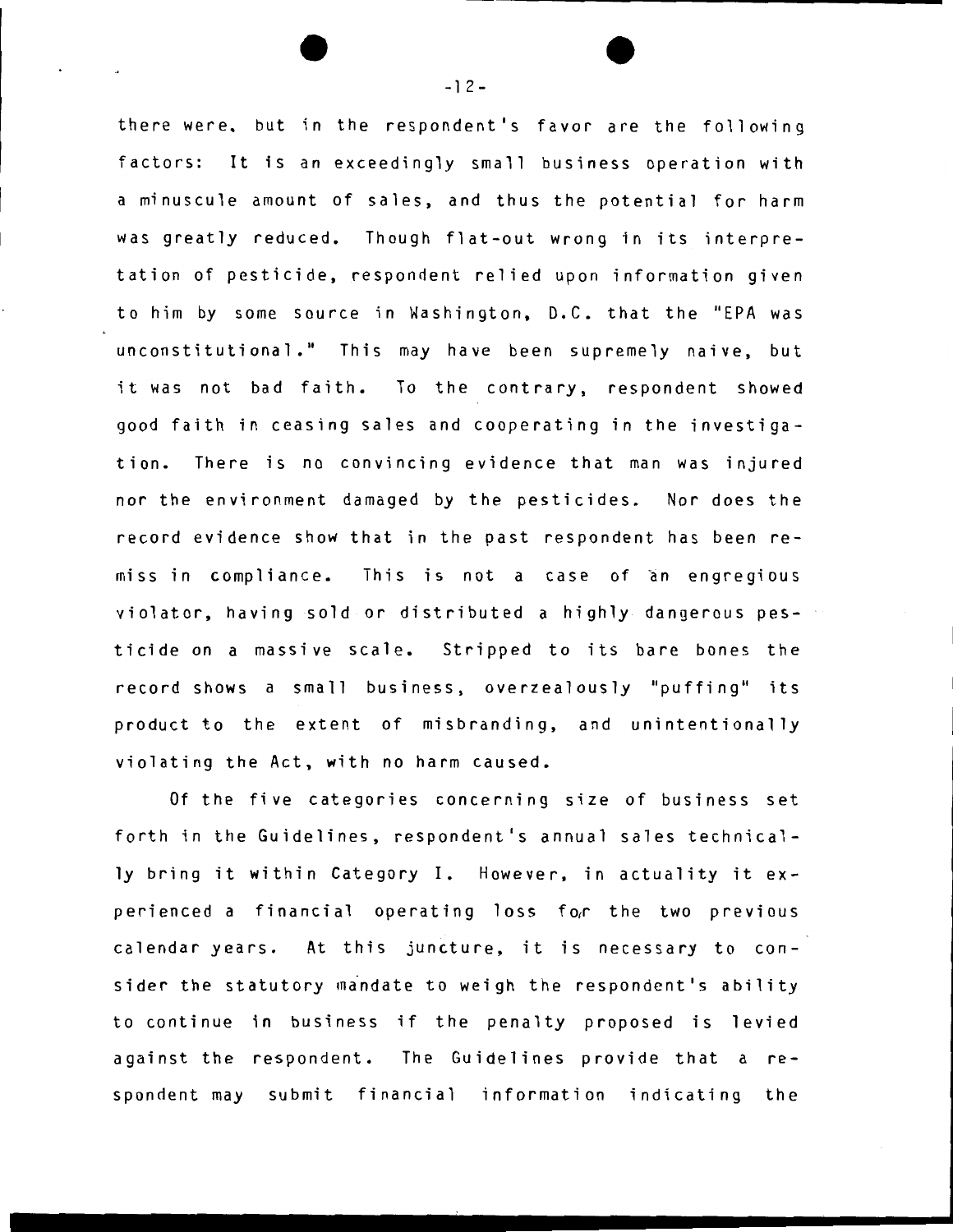there were, but in the respondent's favor are the following factors: It is an exceedingly small business operation with a minuscule amount of sales, and thus the potential for harm was greatly reduced. Though flat-out wrong in its interpretation of pesticide, respondent relied upon information given to him by some source in Washington, D.C. that the "EPA was unconstitutional." This may have been supremely naive, but it was not bad faith. To the contrary, respondent showed good faith in ceasing sales and cooperating in the investigation. There is no convincing evidence that man was injured nor the environment damaged by the pesticides. Nor does the record evidence show that in the past respondent has been remiss in compliance. This is not a case of an engregious violator, having sold or distributed a highly dangerous pesticide on a massive scale. Stripped to its bare bones the record shows a small business, overzealously "puffing" its product to the extent of misbranding, and unintentionally violating the Act, with no harm caused.

Of the five categories concerning size of business set forth in the Guidelines, respondent's annual sales technically bring it within Category I. However, in actuality it experienced a financial operating loss for the two previous calendar years. At this juncture, it is necessary to consider the statutory mandate to weigh the respondent's ability to continue in business if the penalty proposed is levied against the respondent. The Guidelines provide that a respondent may submit financial information indicating the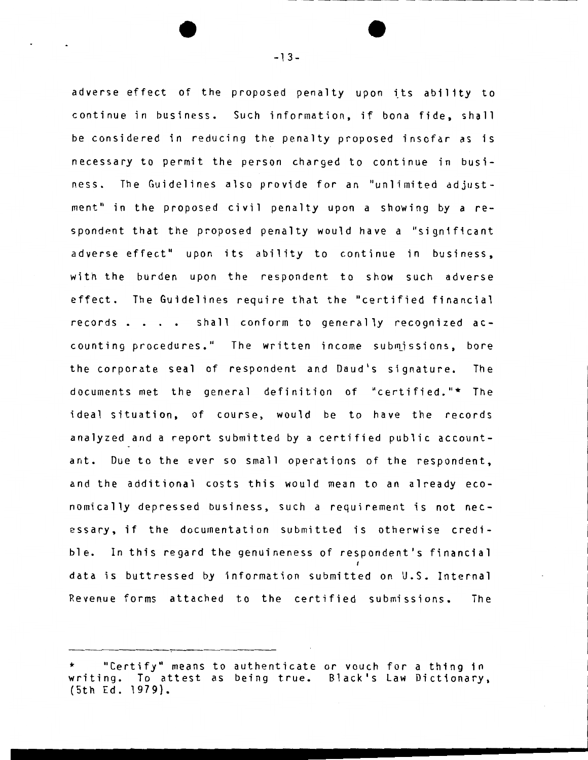adverse effect of the proposed penalty upon its ability to continue in business. Such information, if bona fide, shall be considered in reducing the penalty proposed insofar as is necessary to permit the person charged to continue in business. The Guidelines also provide for an "unlimited adjustment" in the proposed civil penalty upon a showing by a respondent that the proposed penalty would have a "significant adverse effect" upon its ability to continue in business, with the burden upon the respondent to show such adverse effect. The Guidelines require that the "certified financial records . . . . shall conform to generally recognized accounting procedures." The written income submissions, bore the corporate seal of respondent and Daud's signature. The documents met the general definition of "certified."* The ideal situation, of course, would be to have the records analyzed and a report submitted by a certified public accountant. Due to the ever so small operations of the respondent, and the additional costs this would mean to an already economically depressed business, such a requirement is not necessary, if the documentation submitted is otherwise credible. In this regard the genuineness of respondent's financial data is buttressed by information submitted on U.S. Internal Revenue forms attached to the certified submissions. The

---

\* "Certify" means to authenticate or vouch for a thing in writing. To attest as being true. Black's Law Dictionary, (5th Ed. 1979).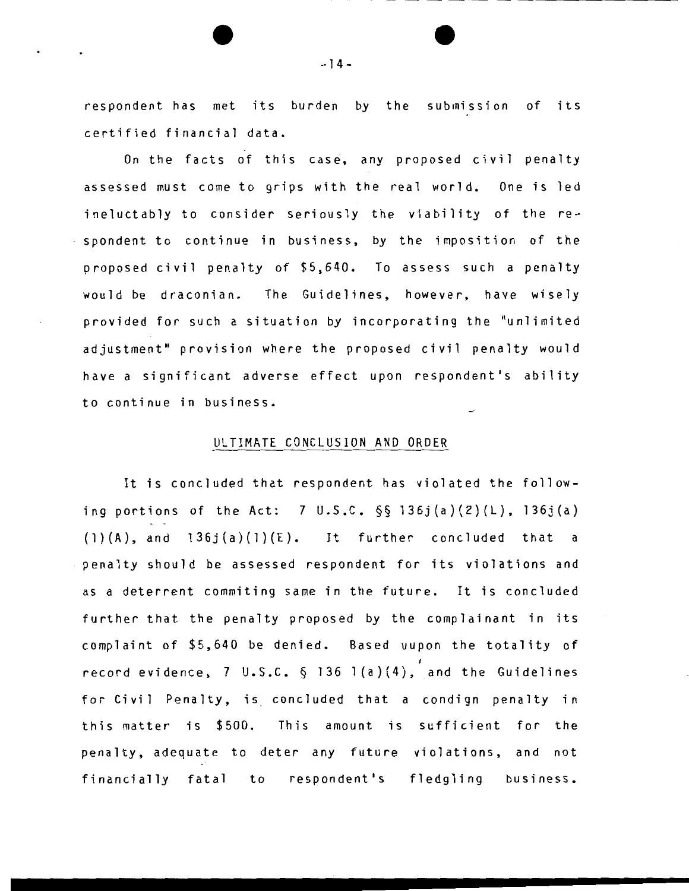respondent has met its burden by the submission of its certified financial data.

On the facts of this case, any proposed civil penalty assessed must come to grips with the real world. One is led ineluctably to consider seriously the viability of the respondent to continue in business, by the imposition of the proposed civil penalty of $5,640. To assess such a penalty would be draconian. The Guidelines, however, have wisely provided for such a situation by incorporating the "unlimited adjustment" provision where the proposed civil penalty would have a significant adverse effect upon respondent's ability to continue in business.

## ULTIMATE CONCLUSION AND ORDER

It is concluded that respondent has violated the following portions of the Act: 7 U.S.C. §§ 136j(a)(2)(L), 136j(a)(1)(A), and 136j(a)(1)(E). It further concluded that a penalty should be assessed respondent for its violations and as a deterrent commiting same in the future. It is concluded further that the penalty proposed by the complainant in its complaint of $5,640 be denied. Based uupon the totality of record evidence, 7 U.S.C. § 136 l(a)(4), and the Guidelines for Civil Penalty, is concluded that a condign penalty in this matter is $500. This amount is sufficient for the penalty, adequate to deter any future violations, and not financially fatal to respondent's fledgling business.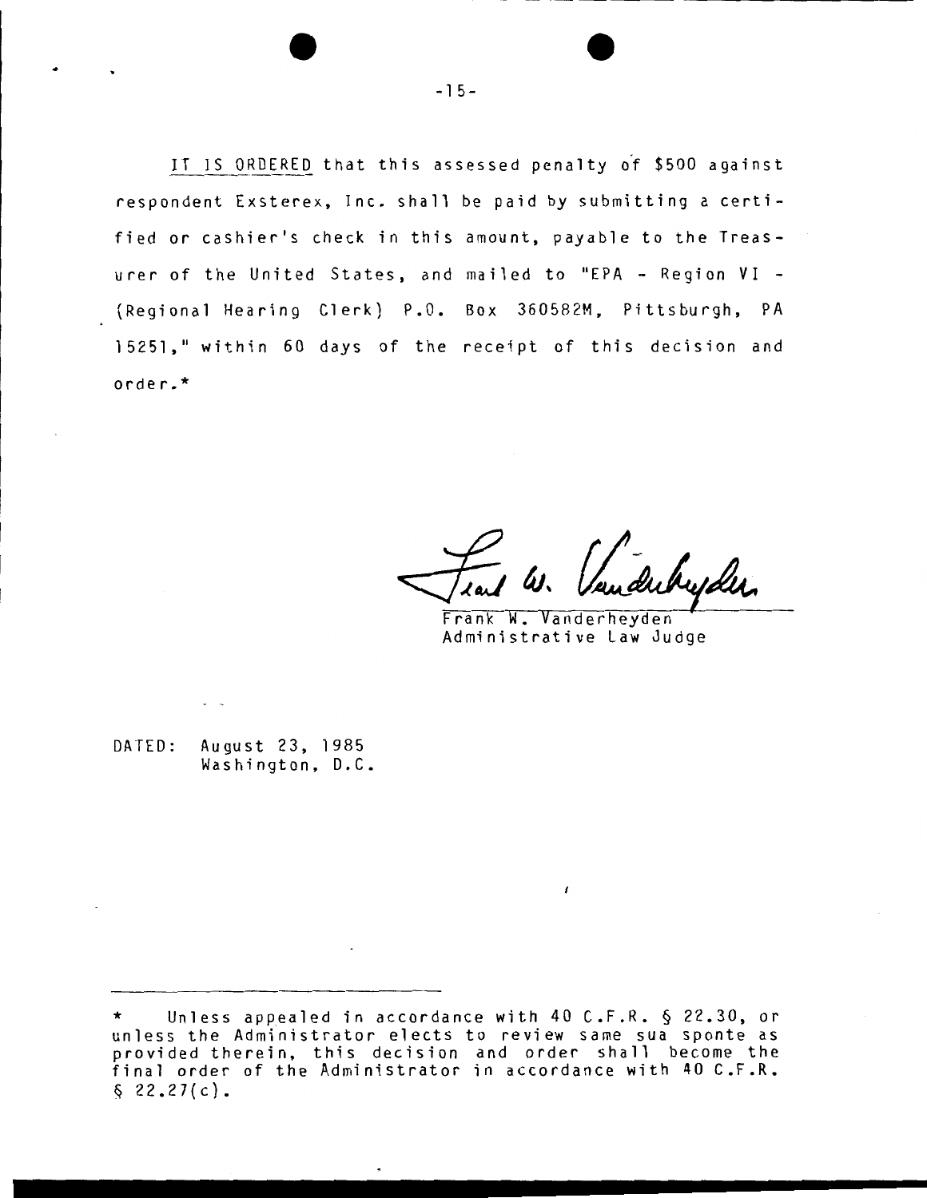IT IS ORDERED that this assessed penalty of $500 against respondent Exsterex, Inc. shall be paid by submitting a certified or cashier's check in this amount, payable to the Treasurer of the United States, and mailed to "EPA - Region VI - (Regional Hearing Clerk) P.O. Box 360582M, Pittsburgh, PA 15251," within 60 days of the receipt of this decision and order.*

Frank W. Vanderheyden
Administrative Law Judge

DATED: August 23, 1985
Washington, D.C.

---

* Unless appealed in accordance with 40 C.F.R. § 22.30, or unless the Administrator elects to review same sua sponte as provided therein, this decision and order shall become the final order of the Administrator in accordance with 40 C.F.R. § 22.27(c).